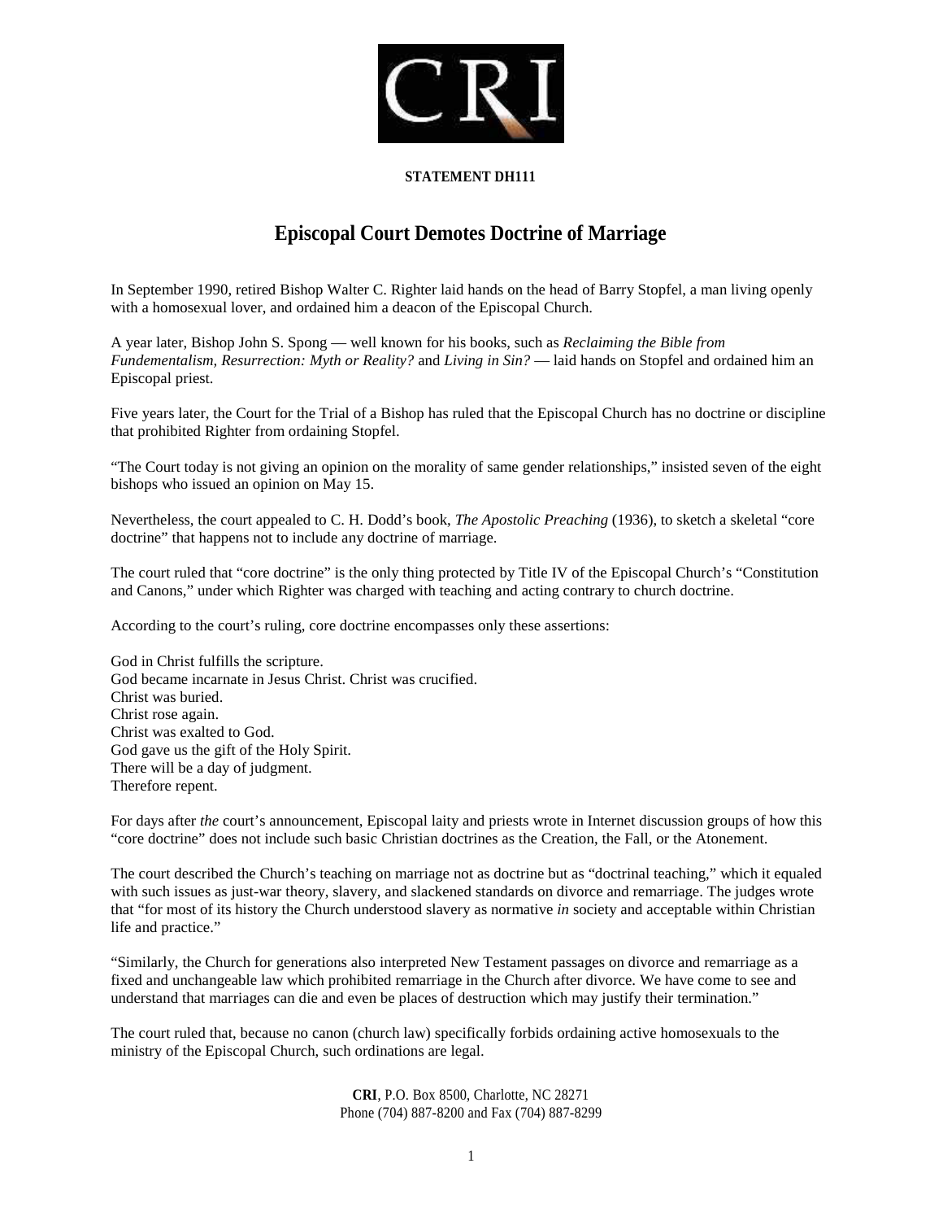**STATEMENT DH111**

# Episcopal Court Demotes Doctrine of Marriage

In September 1990, retired Bishop Walter C. Righter laid hands on the head of Barry Stopfel, a man living openly with a homosexual lover, and ordained him a deacon of the Episcopal Church.

A year later, Bishop John S. Spong — well known for his books, such as *Reclaiming the Bible from Fundementalism*, *Resurrection: Myth or Reality?* and *Living in Sin?* — laid hands on Stopfel and ordained him an Episcopal priest.

Five years later, the Court for the Trial of a Bishop has ruled that the Episcopal Church has no doctrine or discipline that prohibited Righter from ordaining Stopfel.

"The Court today is not giving an opinion on the morality of same gender relationships," insisted seven of the eight bishops who issued an opinion on May 15.

Nevertheless, the court appealed to C. H. Dodd's book, *The Apostolic Preaching* (1936), to sketch a skeletal "core doctrine" that happens not to include any doctrine of marriage.

The court ruled that "core doctrine" is the only thing protected by Title IV of the Episcopal Church's "Constitution and Canons," under which Righter was charged with teaching and acting contrary to church doctrine.

According to the court's ruling, core doctrine encompasses only these assertions:

God in Christ fulfills the scripture.
God became incarnate in Jesus Christ. Christ was crucified.
Christ was buried.
Christ rose again.
Christ was exalted to God.
God gave us the gift of the Holy Spirit.
There will be a day of judgment.
Therefore repent.

For days after *the* court's announcement, Episcopal laity and priests wrote in Internet discussion groups of how this "core doctrine" does not include such basic Christian doctrines as the Creation, the Fall, or the Atonement.

The court described the Church's teaching on marriage not as doctrine but as "doctrinal teaching," which it equaled with such issues as just-war theory, slavery, and slackened standards on divorce and remarriage. The judges wrote that "for most of its history the Church understood slavery as normative *in* society and acceptable within Christian life and practice."

"Similarly, the Church for generations also interpreted New Testament passages on divorce and remarriage as a fixed and unchangeable law which prohibited remarriage in the Church after divorce. We have come to see and understand that marriages can die and even be places of destruction which may justify their termination."

The court ruled that, because no canon (church law) specifically forbids ordaining active homosexuals to the ministry of the Episcopal Church, such ordinations are legal.

**CRI**, P.O. Box 8500, Charlotte, NC 28271
Phone (704) 887-8200 and Fax (704) 887-8299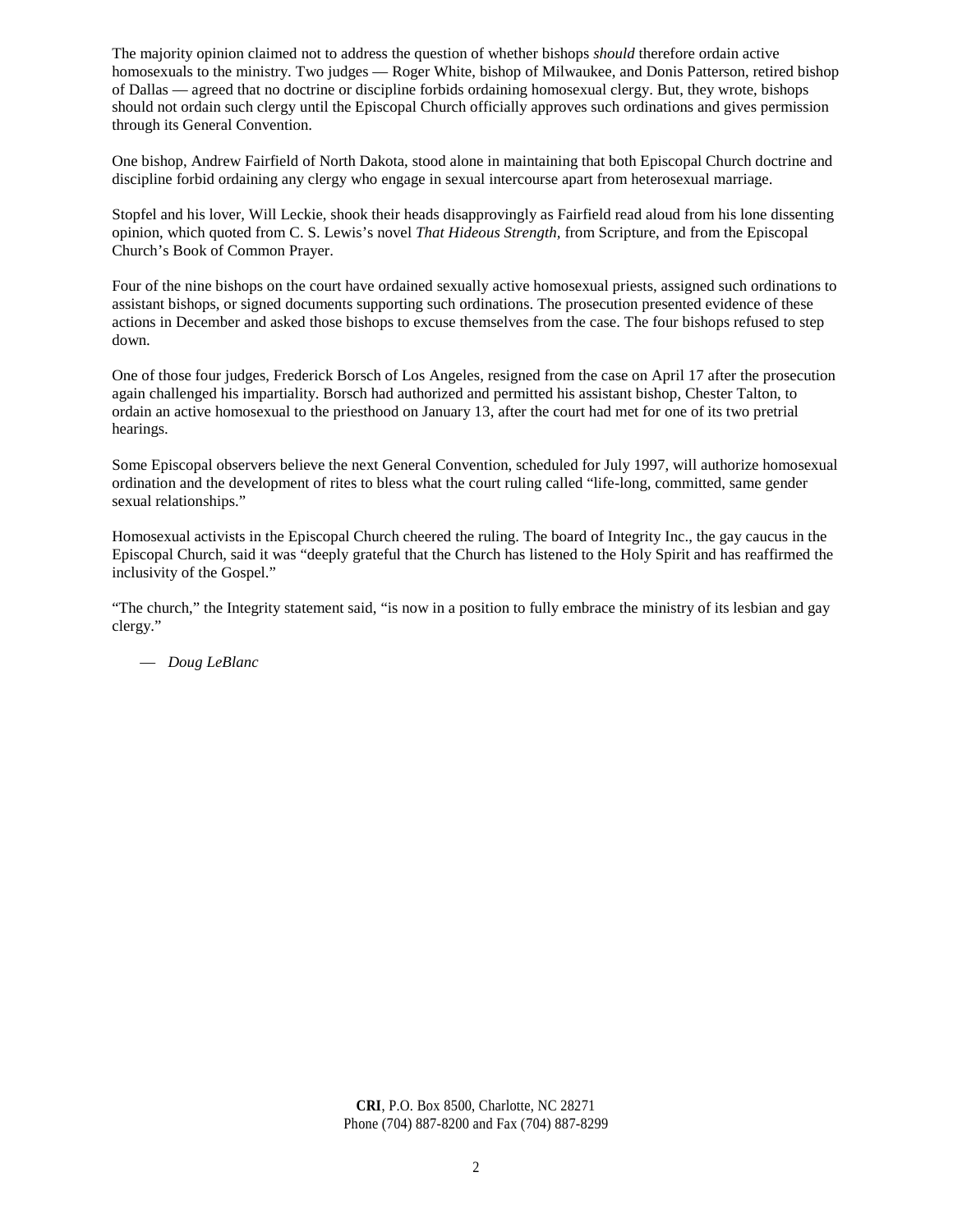The majority opinion claimed not to address the question of whether bishops *should* therefore ordain active homosexuals to the ministry. Two judges — Roger White, bishop of Milwaukee, and Donis Patterson, retired bishop of Dallas — agreed that no doctrine or discipline forbids ordaining homosexual clergy. But, they wrote, bishops should not ordain such clergy until the Episcopal Church officially approves such ordinations and gives permission through its General Convention.

One bishop, Andrew Fairfield of North Dakota, stood alone in maintaining that both Episcopal Church doctrine and discipline forbid ordaining any clergy who engage in sexual intercourse apart from heterosexual marriage.

Stopfel and his lover, Will Leckie, shook their heads disapprovingly as Fairfield read aloud from his lone dissenting opinion, which quoted from C. S. Lewis's novel *That Hideous Strength,* from Scripture, and from the Episcopal Church's Book of Common Prayer.

Four of the nine bishops on the court have ordained sexually active homosexual priests, assigned such ordinations to assistant bishops, or signed documents supporting such ordinations. The prosecution presented evidence of these actions in December and asked those bishops to excuse themselves from the case. The four bishops refused to step down.

One of those four judges, Frederick Borsch of Los Angeles, resigned from the case on April 17 after the prosecution again challenged his impartiality. Borsch had authorized and permitted his assistant bishop, Chester Talton, to ordain an active homosexual to the priesthood on January 13, after the court had met for one of its two pretrial hearings.

Some Episcopal observers believe the next General Convention, scheduled for July 1997, will authorize homosexual ordination and the development of rites to bless what the court ruling called "life-long, committed, same gender sexual relationships."

Homosexual activists in the Episcopal Church cheered the ruling. The board of Integrity Inc., the gay caucus in the Episcopal Church, said it was "deeply grateful that the Church has listened to the Holy Spirit and has reaffirmed the inclusivity of the Gospel."

"The church," the Integrity statement said, "is now in a position to fully embrace the ministry of its lesbian and gay clergy."

— *Doug LeBlanc*

**CRI**, P.O. Box 8500, Charlotte, NC 28271
Phone (704) 887-8200 and Fax (704) 887-8299